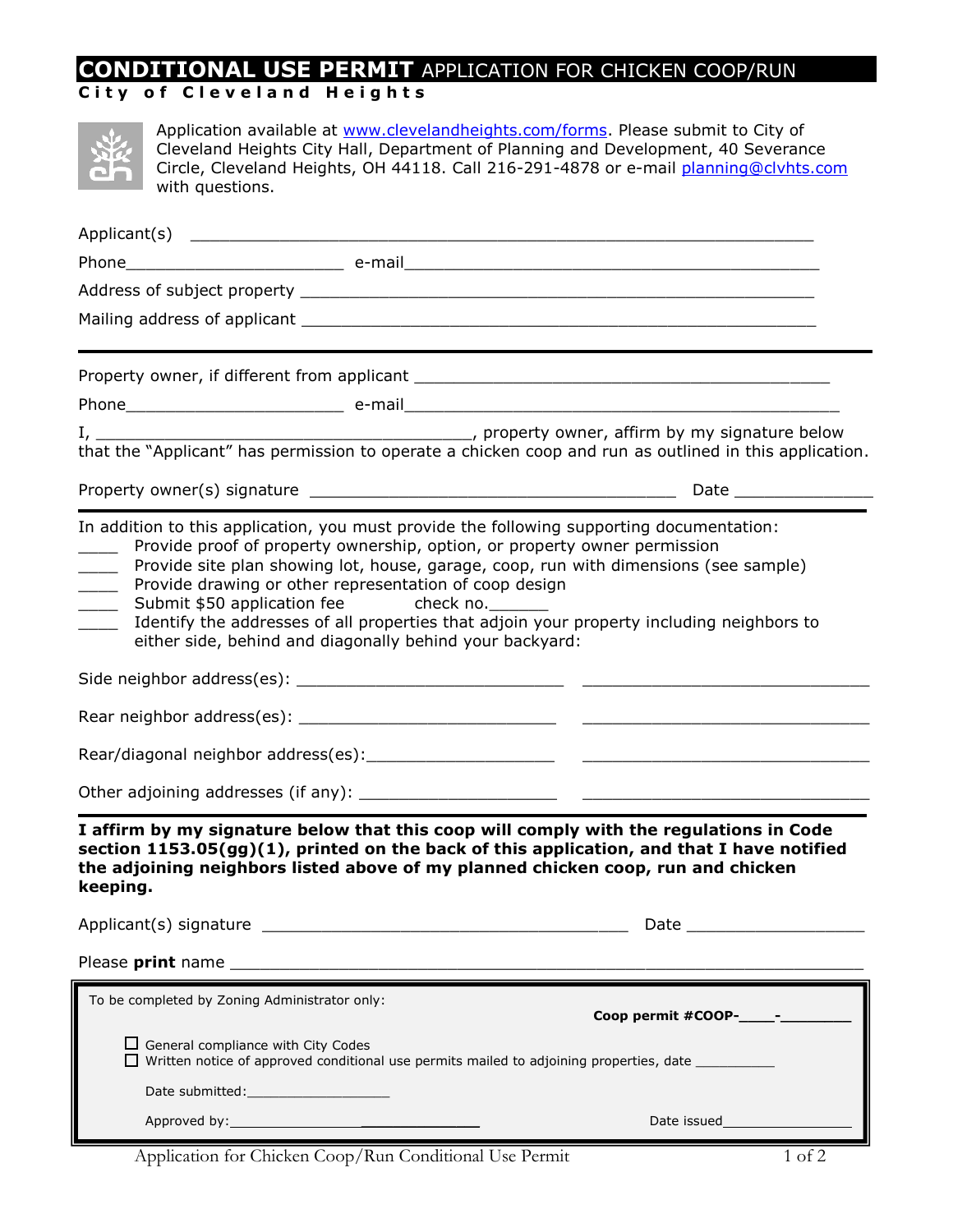# CONDITIONAL USE PERMIT APPLICATION FOR CHICKEN COOP/RUN

**City of Cleveland Heights**

Application available at www.clevelandheights.com/forms. Please submit to City of Cleveland Heights City Hall, Department of Planning and Development, 40 Severance Circle, Cleveland Heights, OH 44118. Call 216-291-4878 or e-mail planning@clvhts.com with questions.

Applicant(s) ____________________________________________________________

Phone______________________ e-mail__________________________________________

Address of subject property _____________________________________________________

Mailing address of applicant _____________________________________________________

---

Property owner, if different from applicant ___________________________________________

Phone______________________ e-mail____________________________________________

I, ______________________________________, property owner, affirm by my signature below that the "Applicant" has permission to operate a chicken coop and run as outlined in this application.

Property owner(s) signature ______________________________________ Date ______________

---

In addition to this application, you must provide the following supporting documentation:

____ Provide proof of property ownership, option, or property owner permission
____ Provide site plan showing lot, house, garage, coop, run with dimensions (see sample)
____ Provide drawing or other representation of coop design
____ Submit $50 application fee check no.______
____ Identify the addresses of all properties that adjoin your property including neighbors to either side, behind and diagonally behind your backyard:

Side neighbor address(es): ____________________________ ______________________________

Rear neighbor address(es): ___________________________ ______________________________

Rear/diagonal neighbor address(es):____________________ ______________________________

Other adjoining addresses (if any): ____________________ ______________________________

---

**I affirm by my signature below that this coop will comply with the regulations in Code section 1153.05(gg)(1), printed on the back of this application, and that I have notified the adjoining neighbors listed above of my planned chicken coop, run and chicken keeping.**

Applicant(s) signature ______________________________________ Date __________________

Please **print** name _________________________________________________________________

---

To be completed by Zoning Administrator only:

**Coop permit #COOP-____-________**

☐ General compliance with City Codes
☐ Written notice of approved conditional use permits mailed to adjoining properties, date __________

Date submitted:__________________

Approved by:________________________________ Date issued________________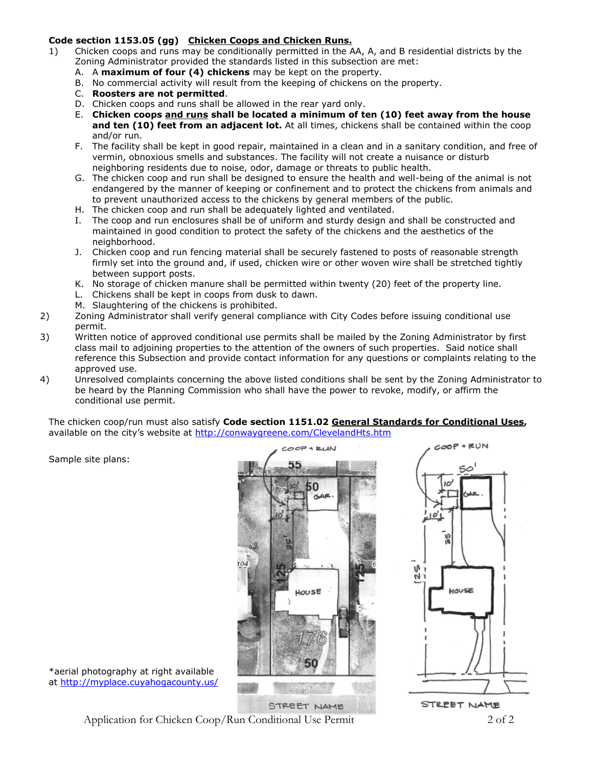**Code section 1153.05 (gg)** **Chicken Coops and Chicken Runs.**

1) Chicken coops and runs may be conditionally permitted in the AA, A, and B residential districts by the Zoning Administrator provided the standards listed in this subsection are met:
   A. A **maximum of four (4) chickens** may be kept on the property.
   B. No commercial activity will result from the keeping of chickens on the property.
   C. **Roosters are not permitted**.
   D. Chicken coops and runs shall be allowed in the rear yard only.
   E. **Chicken coops and runs shall be located a minimum of ten (10) feet away from the house and ten (10) feet from an adjacent lot.** At all times, chickens shall be contained within the coop and/or run.
   F. The facility shall be kept in good repair, maintained in a clean and in a sanitary condition, and free of vermin, obnoxious smells and substances. The facility will not create a nuisance or disturb neighboring residents due to noise, odor, damage or threats to public health.
   G. The chicken coop and run shall be designed to ensure the health and well-being of the animal is not endangered by the manner of keeping or confinement and to protect the chickens from animals and to prevent unauthorized access to the chickens by general members of the public.
   H. The chicken coop and run shall be adequately lighted and ventilated.
   I. The coop and run enclosures shall be of uniform and sturdy design and shall be constructed and maintained in good condition to protect the safety of the chickens and the aesthetics of the neighborhood.
   J. Chicken coop and run fencing material shall be securely fastened to posts of reasonable strength firmly set into the ground and, if used, chicken wire or other woven wire shall be stretched tightly between support posts.
   K. No storage of chicken manure shall be permitted within twenty (20) feet of the property line.
   L. Chickens shall be kept in coops from dusk to dawn.
   M. Slaughtering of the chickens is prohibited.
2) Zoning Administrator shall verify general compliance with City Codes before issuing conditional use permit.
3) Written notice of approved conditional use permits shall be mailed by the Zoning Administrator by first class mail to adjoining properties to the attention of the owners of such properties. Said notice shall reference this Subsection and provide contact information for any questions or complaints relating to the approved use.
4) Unresolved complaints concerning the above listed conditions shall be sent by the Zoning Administrator to be heard by the Planning Commission who shall have the power to revoke, modify, or affirm the conditional use permit.

The chicken coop/run must also satisfy **Code section 1151.02** **General Standards for Conditional Uses**, available on the city's website at http://conwaygreene.com/ClevelandHts.htm

Sample site plans:

COOP + RUN
55
50
GAR.
10'
10'
35'
104
125
125
HOUSE
176
50
STREET NAME

COOP + RUN
50'
10'
GAR.
10'
35'
125'
HOUSE
STREET NAME

*aerial photography at right available at http://myplace.cuyahogacounty.us/